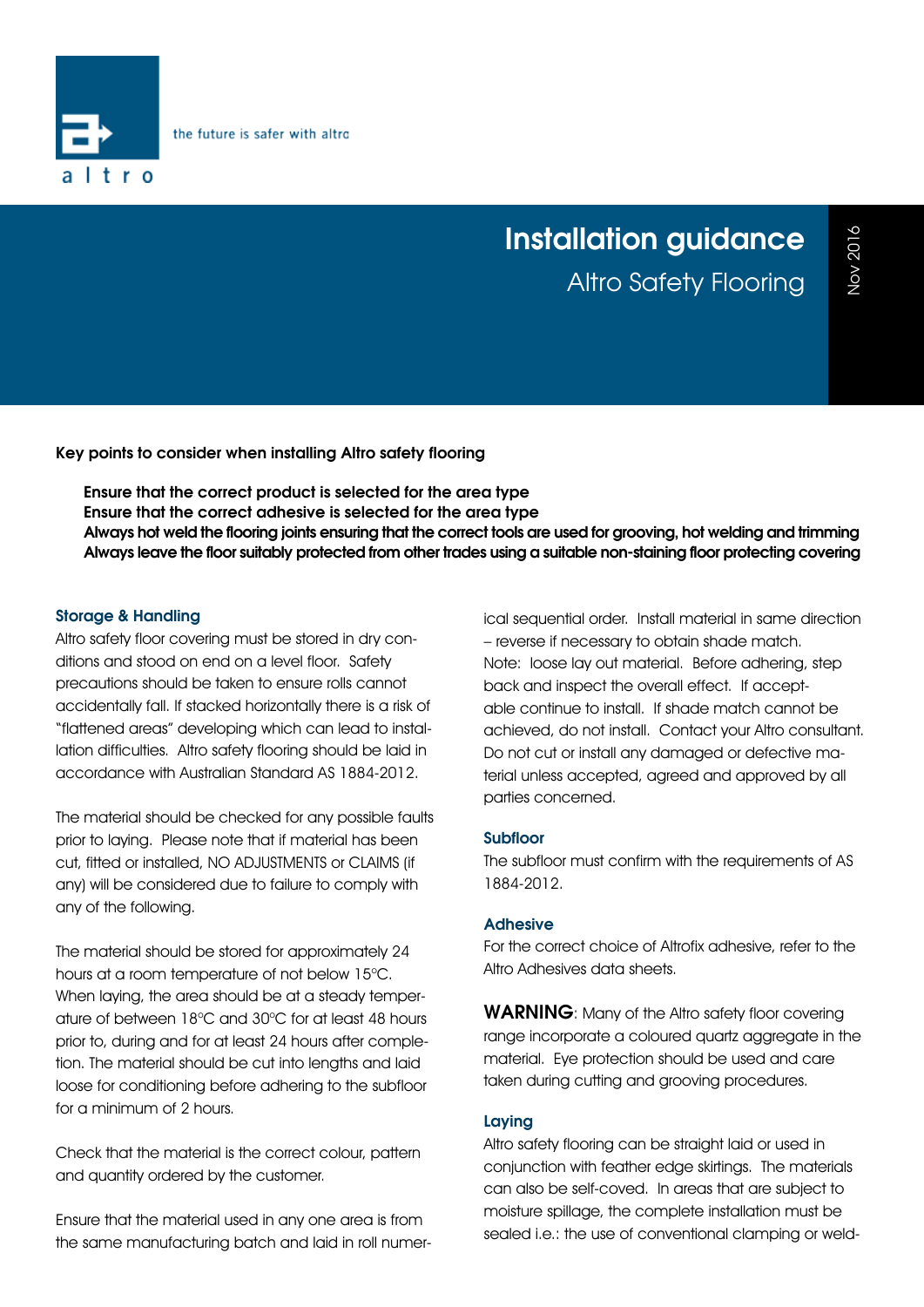altro

the future is safer with altro

# Installation guidance

## Altro Safety Flooring

Nov 2016

**Key points to consider when installing Altro safety flooring**

**Ensure that the correct product is selected for the area type**
**Ensure that the correct adhesive is selected for the area type**
**Always hot weld the flooring joints ensuring that the correct tools are used for grooving, hot welding and trimming**
**Always leave the floor suitably protected from other trades using a suitable non-staining floor protecting covering**

### Storage & Handling

Altro safety floor covering must be stored in dry conditions and stood on end on a level floor. Safety precautions should be taken to ensure rolls cannot accidentally fall. If stacked horizontally there is a risk of "flattened areas" developing which can lead to installation difficulties. Altro safety flooring should be laid in accordance with Australian Standard AS 1884-2012.

The material should be checked for any possible faults prior to laying. Please note that if material has been cut, fitted or installed, NO ADJUSTMENTS or CLAIMS (if any) will be considered due to failure to comply with any of the following.

The material should be stored for approximately 24 hours at a room temperature of not below 15°C. When laying, the area should be at a steady temperature of between 18°C and 30°C for at least 48 hours prior to, during and for at least 24 hours after completion. The material should be cut into lengths and laid loose for conditioning before adhering to the subfloor for a minimum of 2 hours.

Check that the material is the correct colour, pattern and quantity ordered by the customer.

Ensure that the material used in any one area is from the same manufacturing batch and laid in roll numerical sequential order. Install material in same direction – reverse if necessary to obtain shade match. Note: loose lay out material. Before adhering, step back and inspect the overall effect. If acceptable continue to install. If shade match cannot be achieved, do not install. Contact your Altro consultant. Do not cut or install any damaged or defective material unless accepted, agreed and approved by all parties concerned.

### Subfloor

The subfloor must confirm with the requirements of AS 1884-2012.

### Adhesive

For the correct choice of Altrofix adhesive, refer to the Altro Adhesives data sheets.

**WARNING**: Many of the Altro safety floor covering range incorporate a coloured quartz aggregate in the material. Eye protection should be used and care taken during cutting and grooving procedures.

### Laying

Altro safety flooring can be straight laid or used in conjunction with feather edge skirtings. The materials can also be self-coved. In areas that are subject to moisture spillage, the complete installation must be sealed i.e.: the use of conventional clamping or weld-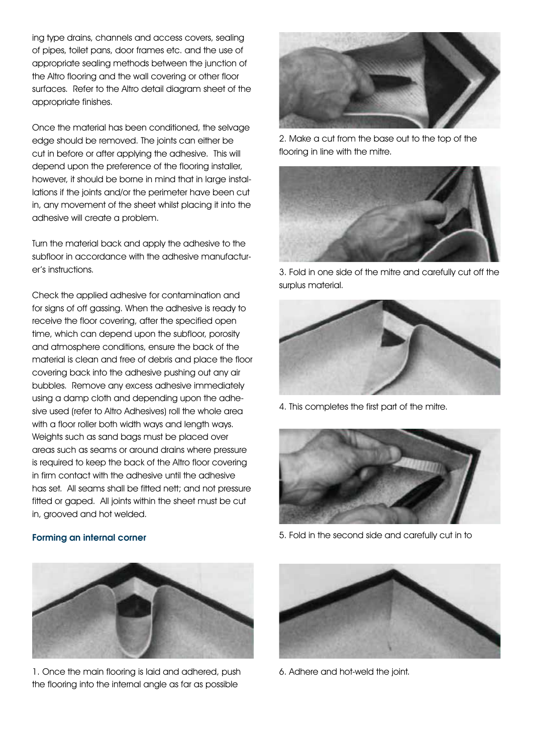ing type drains, channels and access covers, sealing of pipes, toilet pans, door frames etc. and the use of appropriate sealing methods between the junction of the Altro flooring and the wall covering or other floor surfaces. Refer to the Altro detail diagram sheet of the appropriate finishes.

Once the material has been conditioned, the selvage edge should be removed. The joints can either be cut in before or after applying the adhesive. This will depend upon the preference of the flooring installer, however, it should be borne in mind that in large installations if the joints and/or the perimeter have been cut in, any movement of the sheet whilst placing it into the adhesive will create a problem.

Turn the material back and apply the adhesive to the subfloor in accordance with the adhesive manufacturer's instructions.

Check the applied adhesive for contamination and for signs of off gassing. When the adhesive is ready to receive the floor covering, after the specified open time, which can depend upon the subfloor, porosity and atmosphere conditions, ensure the back of the material is clean and free of debris and place the floor covering back into the adhesive pushing out any air bubbles. Remove any excess adhesive immediately using a damp cloth and depending upon the adhesive used (refer to Altro Adhesives) roll the whole area with a floor roller both width ways and length ways. Weights such as sand bags must be placed over areas such as seams or around drains where pressure is required to keep the back of the Altro floor covering in firm contact with the adhesive until the adhesive has set. All seams shall be fitted nett; and not pressure fitted or gaped. All joints within the sheet must be cut in, grooved and hot welded.

### Forming an internal corner

1. Once the main flooring is laid and adhered, push the flooring into the internal angle as far as possible

2. Make a cut from the base out to the top of the flooring in line with the mitre.

3. Fold in one side of the mitre and carefully cut off the surplus material.

4. This completes the first part of the mitre.

5. Fold in the second side and carefully cut in to

6. Adhere and hot-weld the joint.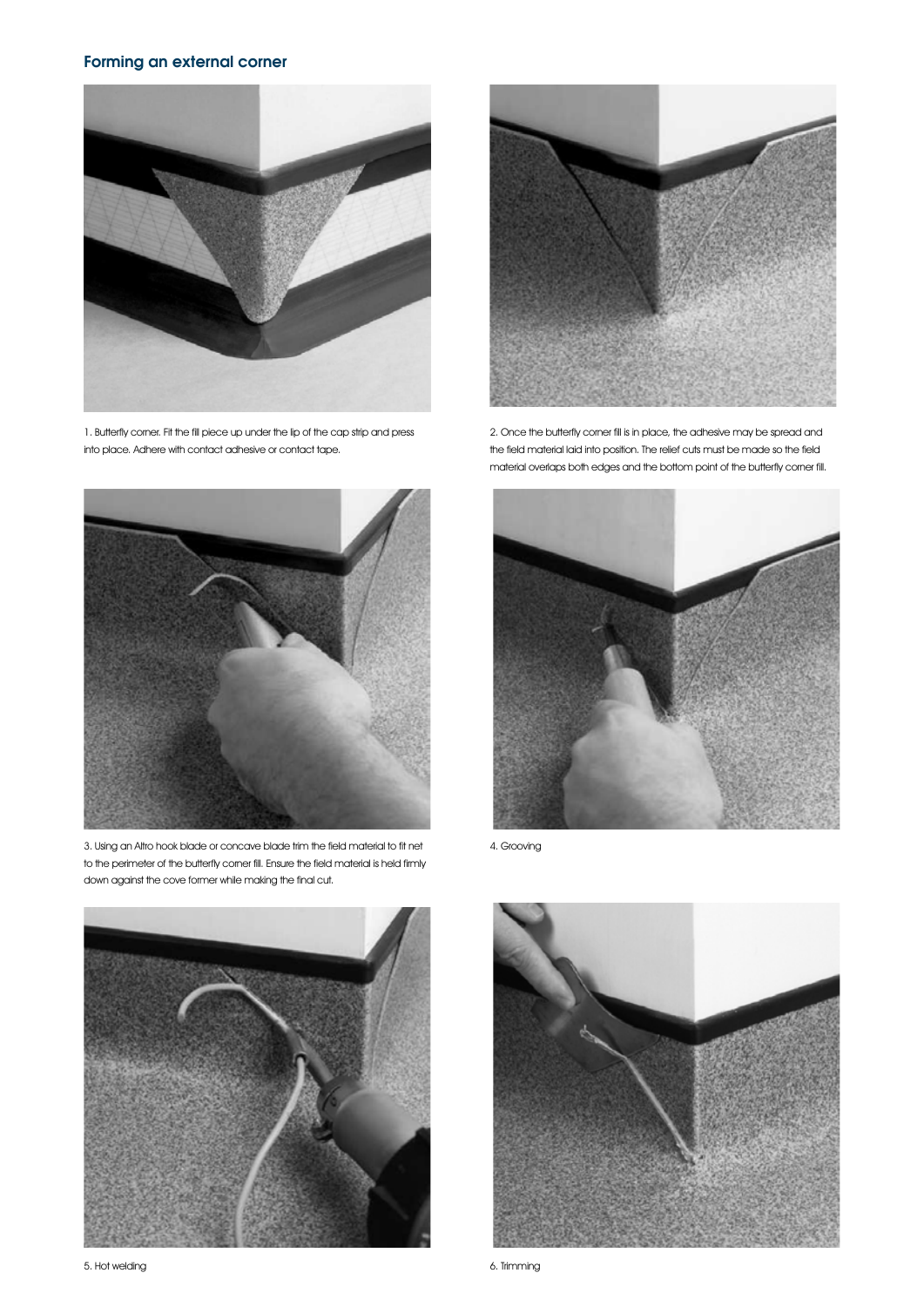## Forming an external corner

1. Butterfly corner. Fit the fill piece up under the lip of the cap strip and press into place. Adhere with contact adhesive or contact tape.

2. Once the butterfly corner fill is in place, the adhesive may be spread and the field material laid into position. The relief cuts must be made so the field material overlaps both edges and the bottom point of the butterfly corner fill.

3. Using an Altro hook blade or concave blade trim the field material to fit net to the perimeter of the butterfly corner fill. Ensure the field material is held firmly down against the cove former while making the final cut.

4. Grooving

5. Hot welding

6. Trimming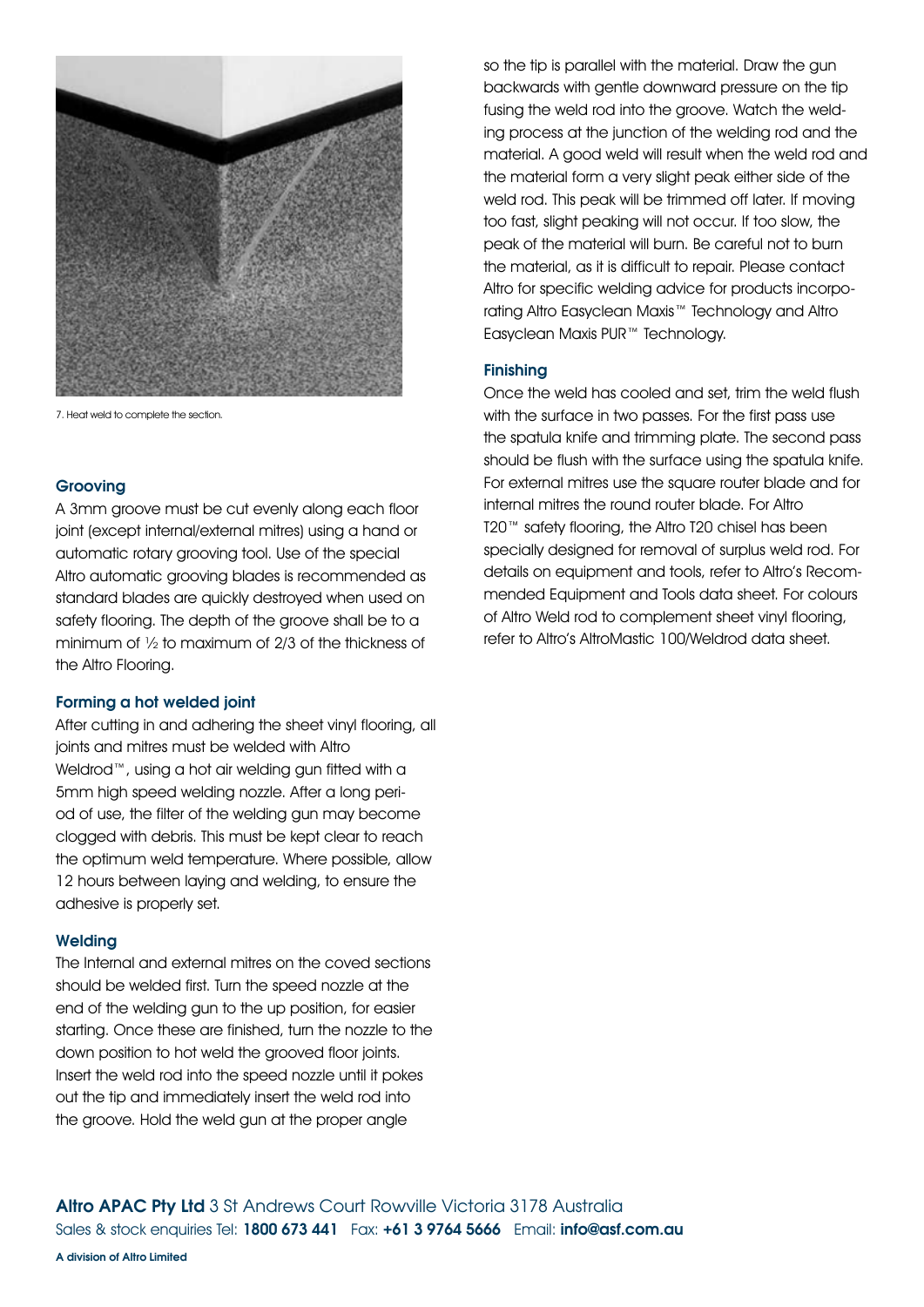7. Heat weld to complete the section.

### Grooving

A 3mm groove must be cut evenly along each floor joint (except internal/external mitres) using a hand or automatic rotary grooving tool. Use of the special Altro automatic grooving blades is recommended as standard blades are quickly destroyed when used on safety flooring. The depth of the groove shall be to a minimum of ½ to maximum of 2/3 of the thickness of the Altro Flooring.

### Forming a hot welded joint

After cutting in and adhering the sheet vinyl flooring, all joints and mitres must be welded with Altro Weldrod™, using a hot air welding gun fitted with a 5mm high speed welding nozzle. After a long period of use, the filter of the welding gun may become clogged with debris. This must be kept clear to reach the optimum weld temperature. Where possible, allow 12 hours between laying and welding, to ensure the adhesive is properly set.

### Welding

The Internal and external mitres on the coved sections should be welded first. Turn the speed nozzle at the end of the welding gun to the up position, for easier starting. Once these are finished, turn the nozzle to the down position to hot weld the grooved floor joints. Insert the weld rod into the speed nozzle until it pokes out the tip and immediately insert the weld rod into the groove. Hold the weld gun at the proper angle so the tip is parallel with the material. Draw the gun backwards with gentle downward pressure on the tip fusing the weld rod into the groove. Watch the welding process at the junction of the welding rod and the material. A good weld will result when the weld rod and the material form a very slight peak either side of the weld rod. This peak will be trimmed off later. If moving too fast, slight peaking will not occur. If too slow, the peak of the material will burn. Be careful not to burn the material, as it is difficult to repair. Please contact Altro for specific welding advice for products incorporating Altro Easyclean Maxis™ Technology and Altro Easyclean Maxis PUR™ Technology.

### Finishing

Once the weld has cooled and set, trim the weld flush with the surface in two passes. For the first pass use the spatula knife and trimming plate. The second pass should be flush with the surface using the spatula knife. For external mitres use the square router blade and for internal mitres the round router blade. For Altro T20™ safety flooring, the Altro T20 chisel has been specially designed for removal of surplus weld rod. For details on equipment and tools, refer to Altro's Recommended Equipment and Tools data sheet. For colours of Altro Weld rod to complement sheet vinyl flooring, refer to Altro's AltroMastic 100/Weldrod data sheet.

**Altro APAC Pty Ltd** 3 St Andrews Court Rowville Victoria 3178 Australia
Sales & stock enquiries Tel: **1800 673 441** Fax: **+61 3 9764 5666** Email: **info@asf.com.au**

**A division of Altro Limited**